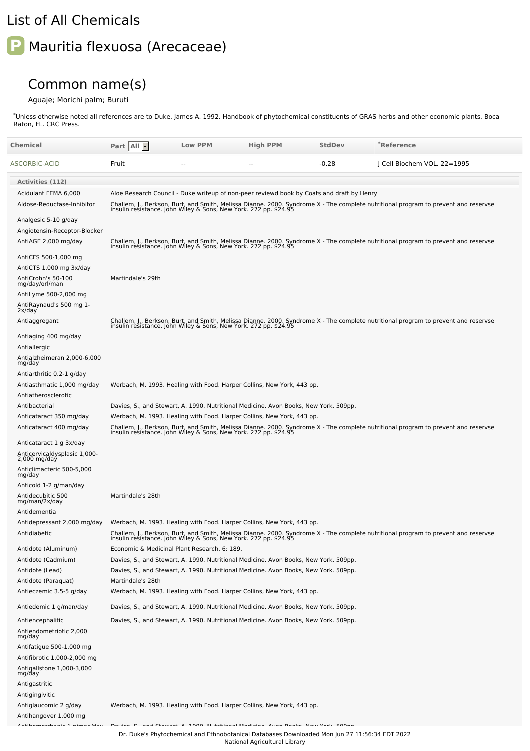# List of All Chemicals

## P Mauritia flexuosa (Arecaceae)

### Common name(s)

Aguaje; Morichi palm; Buruti

*Unless otherwise noted all references are to Duke, James A. 1992. Handbook of phytochemical constituents of GRAS herbs and other economic plants. Boca Raton, FL. CRC Press.

| Chemical | Part All | Low PPM | High PPM | StdDev | *Reference |
|---|---|---|---|---|---|
| ASCORBIC-ACID | Fruit | -- | -- | -0.28 | J Cell Biochem VOL. 22=1995 |

| Activities (112) | |
|---|---|
| Acidulant FEMA 6,000 | Aloe Research Council - Duke writeup of non-peer reviewd book by Coats and draft by Henry |
| Aldose-Reductase-Inhibitor | Challem, J., Berkson, Burt, and Smith, Melissa Dianne. 2000. Syndrome X - The complete nutritional program to prevent and reservse insulin resistance. John Wiley & Sons, New York. 272 pp. $24.95 |
| Analgesic 5-10 g/day | |
| Angiotensin-Receptor-Blocker | |
| AntiAGE 2,000 mg/day | Challem, J., Berkson, Burt, and Smith, Melissa Dianne. 2000. Syndrome X - The complete nutritional program to prevent and reservse insulin resistance. John Wiley & Sons, New York. 272 pp. $24.95 |
| AntiCFS 500-1,000 mg | |
| AntiCTS 1,000 mg 3x/day | |
| AntiCrohn's 50-100 mg/day/orl/man | Martindale's 29th |
| AntiLyme 500-2,000 mg | |
| AntiRaynaud's 500 mg 1-2x/day | |
| Antiaggregant | Challem, J., Berkson, Burt, and Smith, Melissa Dianne. 2000. Syndrome X - The complete nutritional program to prevent and reservse insulin resistance. John Wiley & Sons, New York. 272 pp. $24.95 |
| Antiaging 400 mg/day | |
| Antiallergic | |
| Antialzheimeran 2,000-6,000 mg/day | |
| Antiarthritic 0.2-1 g/day | |
| Antiasthmatic 1,000 mg/day | Werbach, M. 1993. Healing with Food. Harper Collins, New York, 443 pp. |
| Antiatherosclerotic | |
| Antibacterial | Davies, S., and Stewart, A. 1990. Nutritional Medicine. Avon Books, New York. 509pp. |
| Anticataract 350 mg/day | Werbach, M. 1993. Healing with Food. Harper Collins, New York, 443 pp. |
| Anticataract 400 mg/day | Challem, J., Berkson, Burt, and Smith, Melissa Dianne. 2000. Syndrome X - The complete nutritional program to prevent and reservse insulin resistance. John Wiley & Sons, New York. 272 pp. $24.95 |
| Anticataract 1 g 3x/day | |
| Anticervicaldysplasic 1,000-2,000 mg/day | |
| Anticlimacteric 500-5,000 mg/day | |
| Anticold 1-2 g/man/day | |
| Antidecubitic 500 mg/man/2x/day | Martindale's 28th |
| Antidementia | |
| Antidepressant 2,000 mg/day | Werbach, M. 1993. Healing with Food. Harper Collins, New York, 443 pp. |
| Antidiabetic | Challem, J., Berkson, Burt, and Smith, Melissa Dianne. 2000. Syndrome X - The complete nutritional program to prevent and reservse insulin resistance. John Wiley & Sons, New York. 272 pp. $24.95 |
| Antidote (Aluminum) | Economic & Medicinal Plant Research, 6: 189. |
| Antidote (Cadmium) | Davies, S., and Stewart, A. 1990. Nutritional Medicine. Avon Books, New York. 509pp. |
| Antidote (Lead) | Davies, S., and Stewart, A. 1990. Nutritional Medicine. Avon Books, New York. 509pp. |
| Antidote (Paraquat) | Martindale's 28th |
| Antieczemic 3.5-5 g/day | Werbach, M. 1993. Healing with Food. Harper Collins, New York, 443 pp. |
| Antiedemic 1 g/man/day | Davies, S., and Stewart, A. 1990. Nutritional Medicine. Avon Books, New York. 509pp. |
| Antiencephalitic | Davies, S., and Stewart, A. 1990. Nutritional Medicine. Avon Books, New York. 509pp. |
| Antiendometriotic 2,000 mg/day | |
| Antifatigue 500-1,000 mg | |
| Antifibrotic 1,000-2,000 mg | |
| Antigallstone 1,000-3,000 mg/day | |
| Antigastritic | |
| Antigingivitic | |
| Antiglaucomic 2 g/day | Werbach, M. 1993. Healing with Food. Harper Collins, New York, 443 pp. |
| Antihangover 1,000 mg | |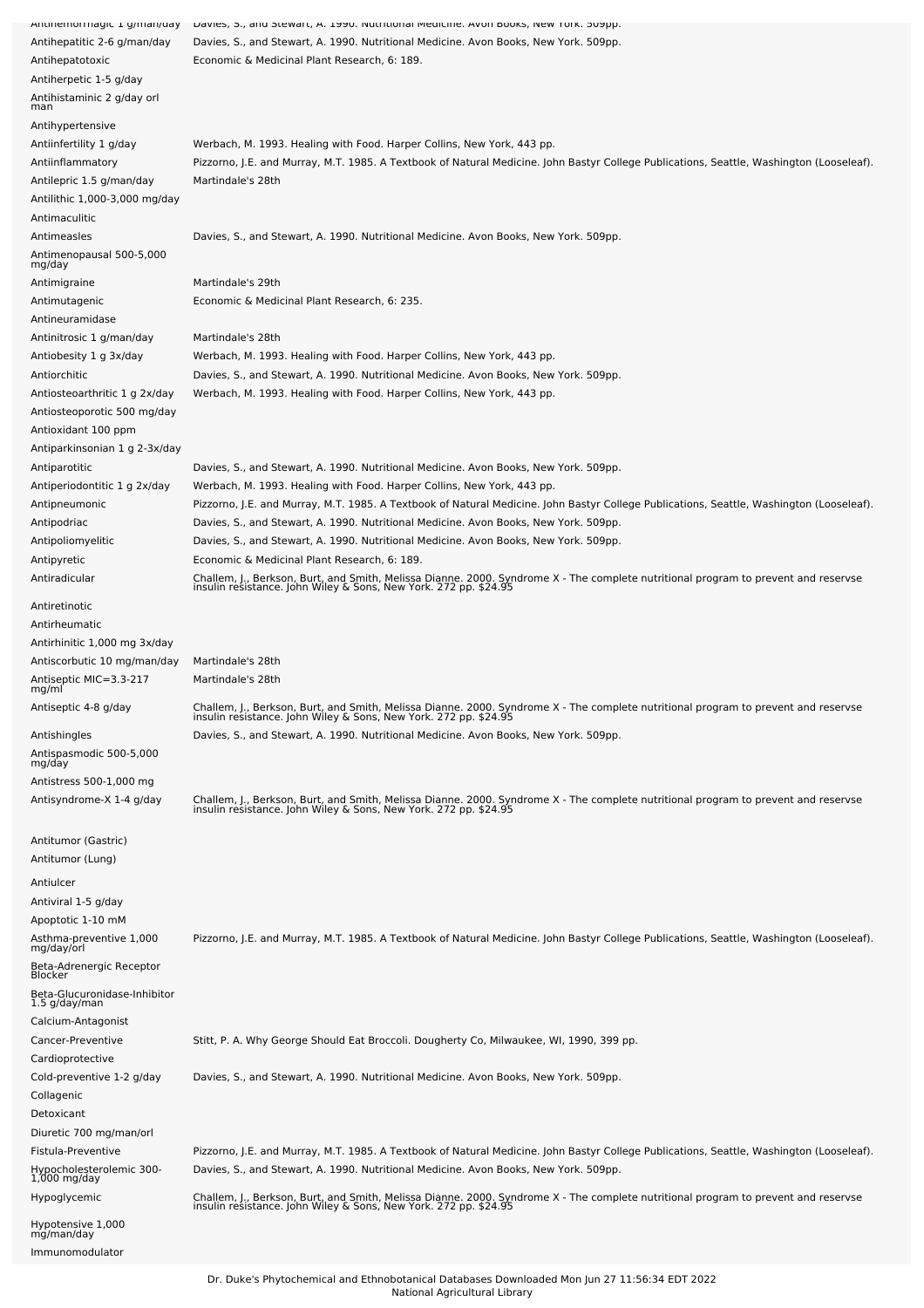| | |
|---|---|
| Antihemorrhagic 1 g/man/day | Davies, S., and Stewart, A. 1990. Nutritional Medicine. Avon Books, New York. 509pp. |
| Antihepatitic 2-6 g/man/day | Davies, S., and Stewart, A. 1990. Nutritional Medicine. Avon Books, New York. 509pp. |
| Antihepatotoxic | Economic & Medicinal Plant Research, 6: 189. |
| Antiherpetic 1-5 g/day | |
| Antihistaminic 2 g/day orl man | |
| Antihypertensive | |
| Antiinfertility 1 g/day | Werbach, M. 1993. Healing with Food. Harper Collins, New York, 443 pp. |
| Antiinflammatory | Pizzorno, J.E. and Murray, M.T. 1985. A Textbook of Natural Medicine. John Bastyr College Publications, Seattle, Washington (Looseleaf). |
| Antilepric 1.5 g/man/day | Martindale's 28th |
| Antilithic 1,000-3,000 mg/day | |
| Antimaculitic | |
| Antimeasles | Davies, S., and Stewart, A. 1990. Nutritional Medicine. Avon Books, New York. 509pp. |
| Antimenopausal 500-5,000 mg/day | |
| Antimigraine | Martindale's 29th |
| Antimutagenic | Economic & Medicinal Plant Research, 6: 235. |
| Antineuramidase | |
| Antinitrosic 1 g/man/day | Martindale's 28th |
| Antiobesity 1 g 3x/day | Werbach, M. 1993. Healing with Food. Harper Collins, New York, 443 pp. |
| Antiorchitic | Davies, S., and Stewart, A. 1990. Nutritional Medicine. Avon Books, New York. 509pp. |
| Antiosteoarthritic 1 g 2x/day | Werbach, M. 1993. Healing with Food. Harper Collins, New York, 443 pp. |
| Antiosteoporotic 500 mg/day | |
| Antioxidant 100 ppm | |
| Antiparkinsonian 1 g 2-3x/day | |
| Antiparotitic | Davies, S., and Stewart, A. 1990. Nutritional Medicine. Avon Books, New York. 509pp. |
| Antiperiodontitic 1 g 2x/day | Werbach, M. 1993. Healing with Food. Harper Collins, New York, 443 pp. |
| Antipneumonic | Pizzorno, J.E. and Murray, M.T. 1985. A Textbook of Natural Medicine. John Bastyr College Publications, Seattle, Washington (Looseleaf). |
| Antipodriac | Davies, S., and Stewart, A. 1990. Nutritional Medicine. Avon Books, New York. 509pp. |
| Antipoliomyelitic | Davies, S., and Stewart, A. 1990. Nutritional Medicine. Avon Books, New York. 509pp. |
| Antipyretic | Economic & Medicinal Plant Research, 6: 189. |
| Antiradicular | Challem, J., Berkson, Burt, and Smith, Melissa Dianne. 2000. Syndrome X - The complete nutritional program to prevent and reservse insulin resistance. John Wiley & Sons, New York. 272 pp. $24.95 |
| Antiretinotic | |
| Antirheumatic | |
| Antirhinitic 1,000 mg 3x/day | |
| Antiscorbutic 10 mg/man/day | Martindale's 28th |
| Antiseptic MIC=3.3-217 mg/ml | Martindale's 28th |
| Antiseptic 4-8 g/day | Challem, J., Berkson, Burt, and Smith, Melissa Dianne. 2000. Syndrome X - The complete nutritional program to prevent and reservse insulin resistance. John Wiley & Sons, New York. 272 pp. $24.95 |
| Antishingles | Davies, S., and Stewart, A. 1990. Nutritional Medicine. Avon Books, New York. 509pp. |
| Antispasmodic 500-5,000 mg/day | |
| Antistress 500-1,000 mg | |
| Antisyndrome-X 1-4 g/day | Challem, J., Berkson, Burt, and Smith, Melissa Dianne. 2000. Syndrome X - The complete nutritional program to prevent and reservse insulin resistance. John Wiley & Sons, New York. 272 pp. $24.95 |
| Antitumor (Gastric) | |
| Antitumor (Lung) | |
| Antiulcer | |
| Antiviral 1-5 g/day | |
| Apoptotic 1-10 mM | |
| Asthma-preventive 1,000 mg/day/orl | Pizzorno, J.E. and Murray, M.T. 1985. A Textbook of Natural Medicine. John Bastyr College Publications, Seattle, Washington (Looseleaf). |
| Beta-Adrenergic Receptor Blocker | |
| Beta-Glucuronidase-Inhibitor 1.5 g/day/man | |
| Calcium-Antagonist | |
| Cancer-Preventive | Stitt, P. A. Why George Should Eat Broccoli. Dougherty Co, Milwaukee, WI, 1990, 399 pp. |
| Cardioprotective | |
| Cold-preventive 1-2 g/day | Davies, S., and Stewart, A. 1990. Nutritional Medicine. Avon Books, New York. 509pp. |
| Collagenic | |
| Detoxicant | |
| Diuretic 700 mg/man/orl | |
| Fistula-Preventive | Pizzorno, J.E. and Murray, M.T. 1985. A Textbook of Natural Medicine. John Bastyr College Publications, Seattle, Washington (Looseleaf). |
| Hypocholesterolemic 300-1,000 mg/day | Davies, S., and Stewart, A. 1990. Nutritional Medicine. Avon Books, New York. 509pp. |
| Hypoglycemic | Challem, J., Berkson, Burt, and Smith, Melissa Dianne. 2000. Syndrome X - The complete nutritional program to prevent and reservse insulin resistance. John Wiley & Sons, New York. 272 pp. $24.95 |
| Hypotensive 1,000 mg/man/day | |
| Immunomodulator | |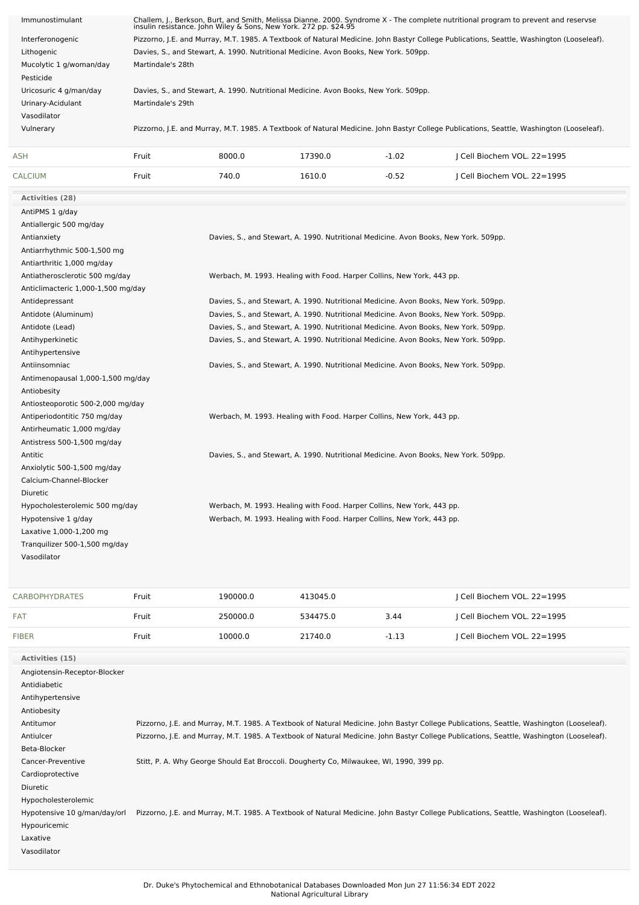| Activity | Reference |
|---|---|
| Immunostimulant | Challem, J., Berkson, Burt, and Smith, Melissa Dianne. 2000. Syndrome X - The complete nutritional program to prevent and reservse insulin resistance. John Wiley & Sons, New York. 272 pp. $24.95 |
| Interferonogenic | Pizzorno, J.E. and Murray, M.T. 1985. A Textbook of Natural Medicine. John Bastyr College Publications, Seattle, Washington (Looseleaf). |
| Lithogenic | Davies, S., and Stewart, A. 1990. Nutritional Medicine. Avon Books, New York. 509pp. |
| Mucolytic 1 g/woman/day | Martindale's 28th |
| Pesticide | |
| Uricosuric 4 g/man/day | Davies, S., and Stewart, A. 1990. Nutritional Medicine. Avon Books, New York. 509pp. |
| Urinary-Acidulant | Martindale's 29th |
| Vasodilator | |
| Vulnerary | Pizzorno, J.E. and Murray, M.T. 1985. A Textbook of Natural Medicine. John Bastyr College Publications, Seattle, Washington (Looseleaf). |

| Chemical | Part | Low | High | SD | Reference |
|---|---|---|---|---|---|
| ASH | Fruit | 8000.0 | 17390.0 | -1.02 | J Cell Biochem VOL. 22=1995 |
| CALCIUM | Fruit | 740.0 | 1610.0 | -0.52 | J Cell Biochem VOL. 22=1995 |

**Activities (28)**

| Activity | Reference |
|---|---|
| AntiPMS 1 g/day | |
| Antiallergic 500 mg/day | |
| Antianxiety | Davies, S., and Stewart, A. 1990. Nutritional Medicine. Avon Books, New York. 509pp. |
| Antiarrhythmic 500-1,500 mg | |
| Antiarthritic 1,000 mg/day | |
| Antiatherosclerotic 500 mg/day | Werbach, M. 1993. Healing with Food. Harper Collins, New York, 443 pp. |
| Anticlimacteric 1,000-1,500 mg/day | |
| Antidepressant | Davies, S., and Stewart, A. 1990. Nutritional Medicine. Avon Books, New York. 509pp. |
| Antidote (Aluminum) | Davies, S., and Stewart, A. 1990. Nutritional Medicine. Avon Books, New York. 509pp. |
| Antidote (Lead) | Davies, S., and Stewart, A. 1990. Nutritional Medicine. Avon Books, New York. 509pp. |
| Antihyperkinetic | Davies, S., and Stewart, A. 1990. Nutritional Medicine. Avon Books, New York. 509pp. |
| Antihypertensive | |
| Antiinsomniac | Davies, S., and Stewart, A. 1990. Nutritional Medicine. Avon Books, New York. 509pp. |
| Antimenopausal 1,000-1,500 mg/day | |
| Antiobesity | |
| Antiosteoporotic 500-2,000 mg/day | |
| Antiperiodontitic 750 mg/day | Werbach, M. 1993. Healing with Food. Harper Collins, New York, 443 pp. |
| Antirheumatic 1,000 mg/day | |
| Antistress 500-1,500 mg/day | |
| Antitic | Davies, S., and Stewart, A. 1990. Nutritional Medicine. Avon Books, New York. 509pp. |
| Anxiolytic 500-1,500 mg/day | |
| Calcium-Channel-Blocker | |
| Diuretic | |
| Hypocholesterolemic 500 mg/day | Werbach, M. 1993. Healing with Food. Harper Collins, New York, 443 pp. |
| Hypotensive 1 g/day | Werbach, M. 1993. Healing with Food. Harper Collins, New York, 443 pp. |
| Laxative 1,000-1,200 mg | |
| Tranquilizer 500-1,500 mg/day | |
| Vasodilator | |

| Chemical | Part | Low | High | SD | Reference |
|---|---|---|---|---|---|
| CARBOPHYDRATES | Fruit | 190000.0 | 413045.0 | | J Cell Biochem VOL. 22=1995 |
| FAT | Fruit | 250000.0 | 534475.0 | 3.44 | J Cell Biochem VOL. 22=1995 |
| FIBER | Fruit | 10000.0 | 21740.0 | -1.13 | J Cell Biochem VOL. 22=1995 |

**Activities (15)**

| Activity | Reference |
|---|---|
| Angiotensin-Receptor-Blocker | |
| Antidiabetic | |
| Antihypertensive | |
| Antiobesity | |
| Antitumor | Pizzorno, J.E. and Murray, M.T. 1985. A Textbook of Natural Medicine. John Bastyr College Publications, Seattle, Washington (Looseleaf). |
| Antiulcer | Pizzorno, J.E. and Murray, M.T. 1985. A Textbook of Natural Medicine. John Bastyr College Publications, Seattle, Washington (Looseleaf). |
| Beta-Blocker | |
| Cancer-Preventive | Stitt, P. A. Why George Should Eat Broccoli. Dougherty Co, Milwaukee, WI, 1990, 399 pp. |
| Cardioprotective | |
| Diuretic | |
| Hypocholesterolemic | |
| Hypotensive 10 g/man/day/orl | Pizzorno, J.E. and Murray, M.T. 1985. A Textbook of Natural Medicine. John Bastyr College Publications, Seattle, Washington (Looseleaf). |
| Hypouricemic | |
| Laxative | |
| Vasodilator | |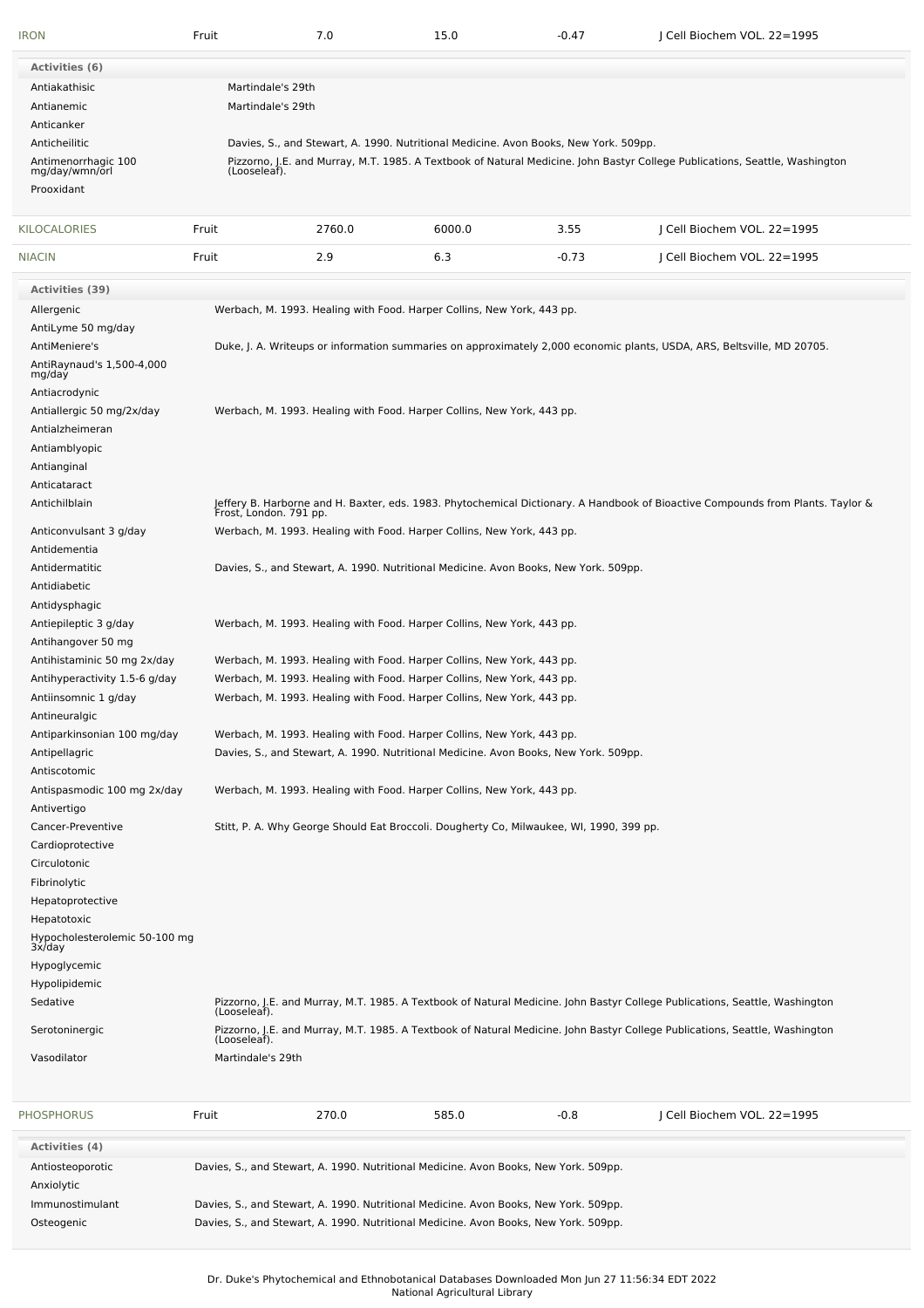| IRON | Fruit | 7.0 | 15.0 | -0.47 | J Cell Biochem VOL. 22=1995 |
|---|---|---|---|---|---|

**Activities (6)**

| Activity | Reference |
|---|---|
| Antiakathisic | Martindale's 29th |
| Antianemic | Martindale's 29th |
| Anticanker | |
| Anticheilitic | Davies, S., and Stewart, A. 1990. Nutritional Medicine. Avon Books, New York. 509pp. |
| Antimenorrhagic 100 mg/day/wmn/orl | Pizzorno, J.E. and Murray, M.T. 1985. A Textbook of Natural Medicine. John Bastyr College Publications, Seattle, Washington (Looseleaf). |
| Prooxidant | |

| KILOCALORIES | Fruit | 2760.0 | 6000.0 | 3.55 | J Cell Biochem VOL. 22=1995 |
|---|---|---|---|---|---|
| NIACIN | Fruit | 2.9 | 6.3 | -0.73 | J Cell Biochem VOL. 22=1995 |

**Activities (39)**

| Activity | Reference |
|---|---|
| Allergenic | Werbach, M. 1993. Healing with Food. Harper Collins, New York, 443 pp. |
| AntiLyme 50 mg/day | |
| AntiMeniere's | Duke, J. A. Writeups or information summaries on approximately 2,000 economic plants, USDA, ARS, Beltsville, MD 20705. |
| AntiRaynaud's 1,500-4,000 mg/day | |
| Antiacrodynic | |
| Antiallergic 50 mg/2x/day | Werbach, M. 1993. Healing with Food. Harper Collins, New York, 443 pp. |
| Antialzheimeran | |
| Antiamblyopic | |
| Antianginal | |
| Anticataract | |
| Antichilblain | Jeffery B. Harborne and H. Baxter, eds. 1983. Phytochemical Dictionary. A Handbook of Bioactive Compounds from Plants. Taylor & Frost, London. 791 pp. |
| Anticonvulsant 3 g/day | Werbach, M. 1993. Healing with Food. Harper Collins, New York, 443 pp. |
| Antidementia | |
| Antidermatitic | Davies, S., and Stewart, A. 1990. Nutritional Medicine. Avon Books, New York. 509pp. |
| Antidiabetic | |
| Antidysphagic | |
| Antiepileptic 3 g/day | Werbach, M. 1993. Healing with Food. Harper Collins, New York, 443 pp. |
| Antihangover 50 mg | |
| Antihistaminic 50 mg 2x/day | Werbach, M. 1993. Healing with Food. Harper Collins, New York, 443 pp. |
| Antihyperactivity 1.5-6 g/day | Werbach, M. 1993. Healing with Food. Harper Collins, New York, 443 pp. |
| Antiinsomnic 1 g/day | Werbach, M. 1993. Healing with Food. Harper Collins, New York, 443 pp. |
| Antineuralgic | |
| Antiparkinsonian 100 mg/day | Werbach, M. 1993. Healing with Food. Harper Collins, New York, 443 pp. |
| Antipellagric | Davies, S., and Stewart, A. 1990. Nutritional Medicine. Avon Books, New York. 509pp. |
| Antiscotomic | |
| Antispasmodic 100 mg 2x/day | Werbach, M. 1993. Healing with Food. Harper Collins, New York, 443 pp. |
| Antivertigo | |
| Cancer-Preventive | Stitt, P. A. Why George Should Eat Broccoli. Dougherty Co, Milwaukee, WI, 1990, 399 pp. |
| Cardioprotective | |
| Circulotonic | |
| Fibrinolytic | |
| Hepatoprotective | |
| Hepatotoxic | |
| Hypocholesterolemic 50-100 mg 3x/day | |
| Hypoglycemic | |
| Hypolipidemic | |
| Sedative | Pizzorno, J.E. and Murray, M.T. 1985. A Textbook of Natural Medicine. John Bastyr College Publications, Seattle, Washington (Looseleaf). |
| Serotoninergic | Pizzorno, J.E. and Murray, M.T. 1985. A Textbook of Natural Medicine. John Bastyr College Publications, Seattle, Washington (Looseleaf). |
| Vasodilator | Martindale's 29th |

| PHOSPHORUS | Fruit | 270.0 | 585.0 | -0.8 | J Cell Biochem VOL. 22=1995 |
|---|---|---|---|---|---|

**Activities (4)**

| Activity | Reference |
|---|---|
| Antiosteoporotic | Davies, S., and Stewart, A. 1990. Nutritional Medicine. Avon Books, New York. 509pp. |
| Anxiolytic | |
| Immunostimulant | Davies, S., and Stewart, A. 1990. Nutritional Medicine. Avon Books, New York. 509pp. |
| Osteogenic | Davies, S., and Stewart, A. 1990. Nutritional Medicine. Avon Books, New York. 509pp. |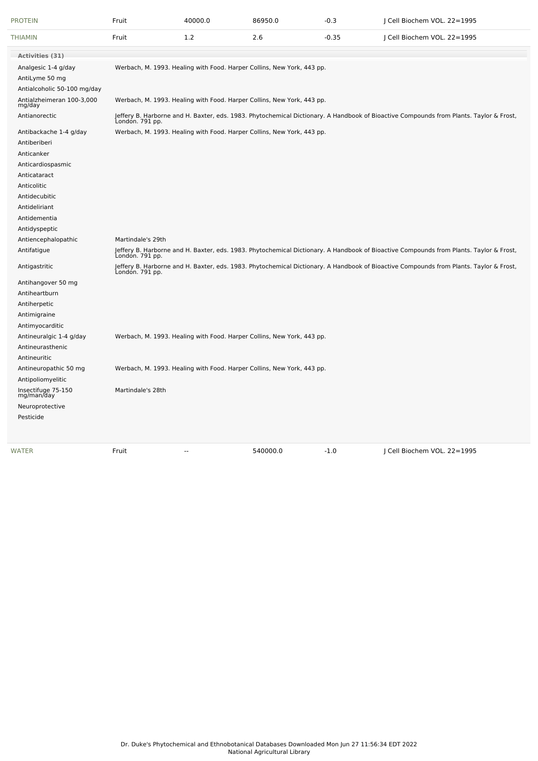| | | | | | |
|---|---|---|---|---|---|
| PROTEIN | Fruit | 40000.0 | 86950.0 | -0.3 | J Cell Biochem VOL. 22=1995 |
| THIAMIN | Fruit | 1.2 | 2.6 | -0.35 | J Cell Biochem VOL. 22=1995 |

**Activities (31)**

| | |
|---|---|
| Analgesic 1-4 g/day | Werbach, M. 1993. Healing with Food. Harper Collins, New York, 443 pp. |
| AntiLyme 50 mg | |
| Antialcoholic 50-100 mg/day | |
| Antialzheimeran 100-3,000 mg/day | Werbach, M. 1993. Healing with Food. Harper Collins, New York, 443 pp. |
| Antianorectic | Jeffery B. Harborne and H. Baxter, eds. 1983. Phytochemical Dictionary. A Handbook of Bioactive Compounds from Plants. Taylor & Frost, London. 791 pp. |
| Antibackache 1-4 g/day | Werbach, M. 1993. Healing with Food. Harper Collins, New York, 443 pp. |
| Antiberiberi | |
| Anticanker | |
| Anticardiospasmic | |
| Anticataract | |
| Anticolitic | |
| Antidecubitic | |
| Antideliriant | |
| Antidementia | |
| Antidyspeptic | |
| Antiencephalopathic | Martindale's 29th |
| Antifatigue | Jeffery B. Harborne and H. Baxter, eds. 1983. Phytochemical Dictionary. A Handbook of Bioactive Compounds from Plants. Taylor & Frost, London. 791 pp. |
| Antigastritic | Jeffery B. Harborne and H. Baxter, eds. 1983. Phytochemical Dictionary. A Handbook of Bioactive Compounds from Plants. Taylor & Frost, London. 791 pp. |
| Antihangover 50 mg | |
| Antiheartburn | |
| Antiherpetic | |
| Antimigraine | |
| Antimyocarditic | |
| Antineuralgic 1-4 g/day | Werbach, M. 1993. Healing with Food. Harper Collins, New York, 443 pp. |
| Antineurasthenic | |
| Antineuritic | |
| Antineuropathic 50 mg | Werbach, M. 1993. Healing with Food. Harper Collins, New York, 443 pp. |
| Antipoliomyelitic | |
| Insectifuge 75-150 mg/man/day | Martindale's 28th |
| Neuroprotective | |
| Pesticide | |

| | | | | | |
|---|---|---|---|---|---|
| WATER | Fruit | -- | 540000.0 | -1.0 | J Cell Biochem VOL. 22=1995 |

Dr. Duke's Phytochemical and Ethnobotanical Databases Downloaded Mon Jun 27 11:56:34 EDT 2022
National Agricultural Library